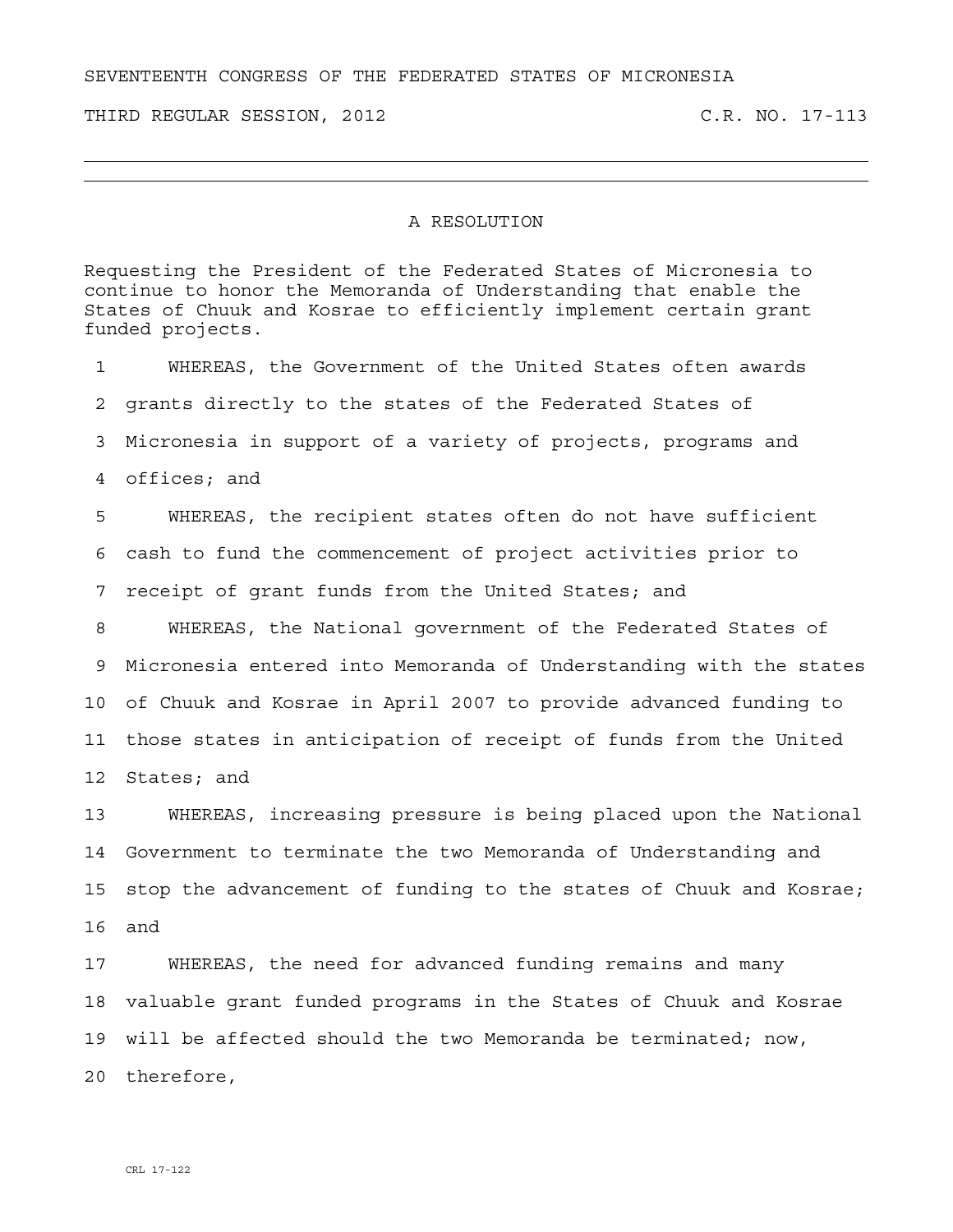SEVENTEENTH CONGRESS OF THE FEDERATED STATES OF MICRONESIA

THIRD REGULAR SESSION, 2012 C.R. NO. 17-113

---

## A RESOLUTION

Requesting the President of the Federated States of Micronesia to continue to honor the Memoranda of Understanding that enable the States of Chuuk and Kosrae to efficiently implement certain grant funded projects.

WHEREAS, the Government of the United States often awards grants directly to the states of the Federated States of Micronesia in support of a variety of projects, programs and offices; and

WHEREAS, the recipient states often do not have sufficient cash to fund the commencement of project activities prior to receipt of grant funds from the United States; and

WHEREAS, the National government of the Federated States of Micronesia entered into Memoranda of Understanding with the states of Chuuk and Kosrae in April 2007 to provide advanced funding to those states in anticipation of receipt of funds from the United States; and

WHEREAS, increasing pressure is being placed upon the National Government to terminate the two Memoranda of Understanding and stop the advancement of funding to the states of Chuuk and Kosrae; and

WHEREAS, the need for advanced funding remains and many valuable grant funded programs in the States of Chuuk and Kosrae will be affected should the two Memoranda be terminated; now, therefore,

CRL 17-122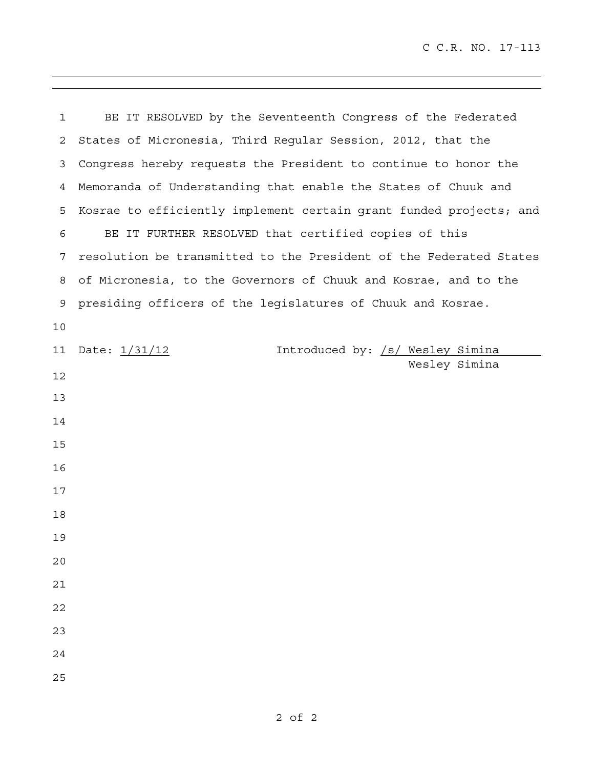BE IT RESOLVED by the Seventeenth Congress of the Federated States of Micronesia, Third Regular Session, 2012, that the Congress hereby requests the President to continue to honor the Memoranda of Understanding that enable the States of Chuuk and Kosrae to efficiently implement certain grant funded projects; and

BE IT FURTHER RESOLVED that certified copies of this resolution be transmitted to the President of the Federated States of Micronesia, to the Governors of Chuuk and Kosrae, and to the presiding officers of the legislatures of Chuuk and Kosrae.

Date: 1/31/12

Introduced by: /s/ Wesley Simina
Wesley Simina